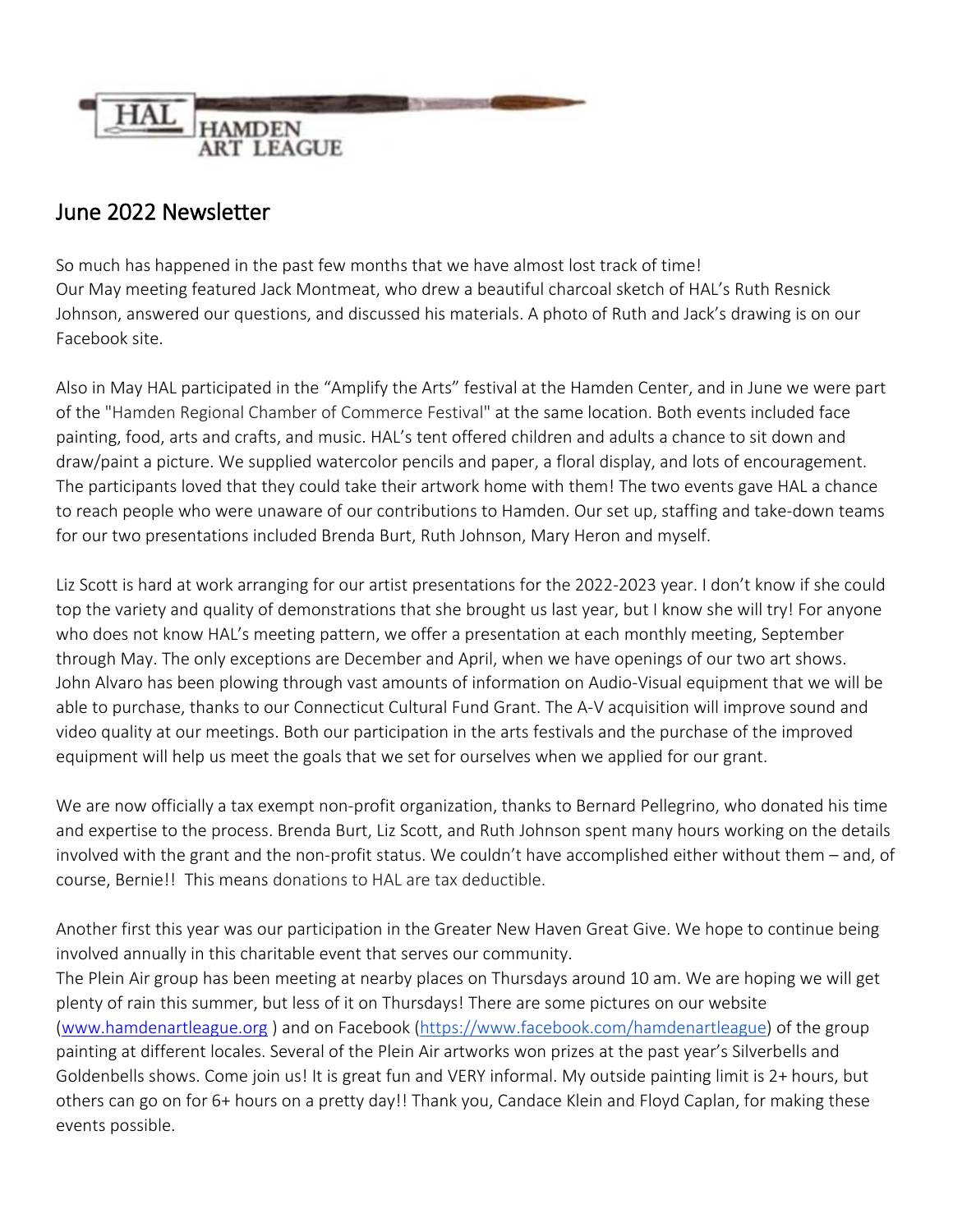HAL HAMDEN ART LEAGUE

## June 2022 Newsletter

So much has happened in the past few months that we have almost lost track of time!
Our May meeting featured Jack Montmeat, who drew a beautiful charcoal sketch of HAL's Ruth Resnick Johnson, answered our questions, and discussed his materials. A photo of Ruth and Jack's drawing is on our Facebook site.

Also in May HAL participated in the "Amplify the Arts" festival at the Hamden Center, and in June we were part of the "Hamden Regional Chamber of Commerce Festival" at the same location. Both events included face painting, food, arts and crafts, and music. HAL's tent offered children and adults a chance to sit down and draw/paint a picture. We supplied watercolor pencils and paper, a floral display, and lots of encouragement. The participants loved that they could take their artwork home with them! The two events gave HAL a chance to reach people who were unaware of our contributions to Hamden. Our set up, staffing and take-down teams for our two presentations included Brenda Burt, Ruth Johnson, Mary Heron and myself.

Liz Scott is hard at work arranging for our artist presentations for the 2022-2023 year. I don't know if she could top the variety and quality of demonstrations that she brought us last year, but I know she will try! For anyone who does not know HAL's meeting pattern, we offer a presentation at each monthly meeting, September through May. The only exceptions are December and April, when we have openings of our two art shows.
John Alvaro has been plowing through vast amounts of information on Audio-Visual equipment that we will be able to purchase, thanks to our Connecticut Cultural Fund Grant. The A-V acquisition will improve sound and video quality at our meetings. Both our participation in the arts festivals and the purchase of the improved equipment will help us meet the goals that we set for ourselves when we applied for our grant.

We are now officially a tax exempt non-profit organization, thanks to Bernard Pellegrino, who donated his time and expertise to the process. Brenda Burt, Liz Scott, and Ruth Johnson spent many hours working on the details involved with the grant and the non-profit status. We couldn't have accomplished either without them – and, of course, Bernie!! This means donations to HAL are tax deductible.

Another first this year was our participation in the Greater New Haven Great Give. We hope to continue being involved annually in this charitable event that serves our community.
The Plein Air group has been meeting at nearby places on Thursdays around 10 am. We are hoping we will get plenty of rain this summer, but less of it on Thursdays! There are some pictures on our website ([www.hamdenartleague.org](http://www.hamdenartleague.org) ) and on Facebook ([https://www.facebook.com/hamdenartleague](https://www.facebook.com/hamdenartleague)) of the group painting at different locales. Several of the Plein Air artworks won prizes at the past year's Silverbells and Goldenbells shows. Come join us! It is great fun and VERY informal. My outside painting limit is 2+ hours, but others can go on for 6+ hours on a pretty day!! Thank you, Candace Klein and Floyd Caplan, for making these events possible.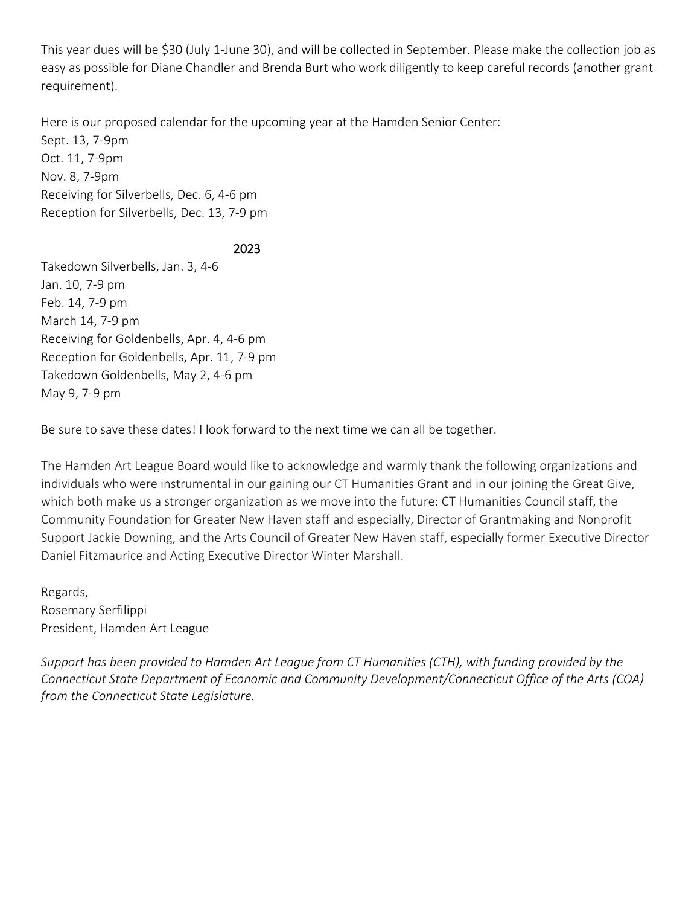This year dues will be $30 (July 1-June 30), and will be collected in September. Please make the collection job as easy as possible for Diane Chandler and Brenda Burt who work diligently to keep careful records (another grant requirement).

Here is our proposed calendar for the upcoming year at the Hamden Senior Center:
Sept. 13, 7-9pm
Oct. 11, 7-9pm
Nov. 8, 7-9pm
Receiving for Silverbells, Dec. 6, 4-6 pm
Reception for Silverbells, Dec. 13, 7-9 pm

2023

Takedown Silverbells, Jan. 3, 4-6
Jan. 10, 7-9 pm
Feb. 14, 7-9 pm
March 14, 7-9 pm
Receiving for Goldenbells, Apr. 4, 4-6 pm
Reception for Goldenbells, Apr. 11, 7-9 pm
Takedown Goldenbells, May 2, 4-6 pm
May 9, 7-9 pm

Be sure to save these dates! I look forward to the next time we can all be together.

The Hamden Art League Board would like to acknowledge and warmly thank the following organizations and individuals who were instrumental in our gaining our CT Humanities Grant and in our joining the Great Give, which both make us a stronger organization as we move into the future: CT Humanities Council staff, the Community Foundation for Greater New Haven staff and especially, Director of Grantmaking and Nonprofit Support Jackie Downing, and the Arts Council of Greater New Haven staff, especially former Executive Director Daniel Fitzmaurice and Acting Executive Director Winter Marshall.

Regards,
Rosemary Serfilippi
President, Hamden Art League

*Support has been provided to Hamden Art League from CT Humanities (CTH), with funding provided by the Connecticut State Department of Economic and Community Development/Connecticut Office of the Arts (COA) from the Connecticut State Legislature.*